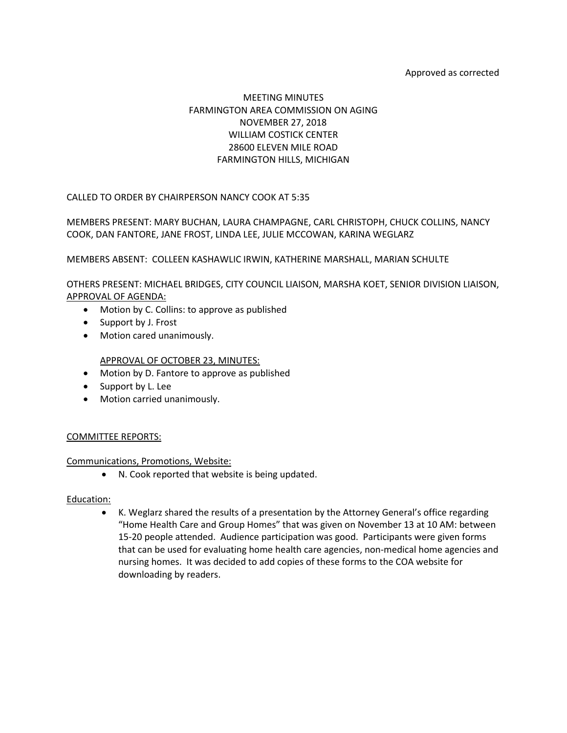Approved as corrected

# MEETING MINUTES
## FARMINGTON AREA COMMISSION ON AGING
### NOVEMBER 27, 2018
### WILLIAM COSTICK CENTER
### 28600 ELEVEN MILE ROAD
### FARMINGTON HILLS, MICHIGAN

CALLED TO ORDER BY CHAIRPERSON NANCY COOK AT 5:35

MEMBERS PRESENT: MARY BUCHAN, LAURA CHAMPAGNE, CARL CHRISTOPH, CHUCK COLLINS, NANCY COOK, DAN FANTORE, JANE FROST, LINDA LEE, JULIE MCCOWAN, KARINA WEGLARZ

MEMBERS ABSENT: COLLEEN KASHAWLIC IRWIN, KATHERINE MARSHALL, MARIAN SCHULTE

OTHERS PRESENT: MICHAEL BRIDGES, CITY COUNCIL LIAISON, MARSHA KOET, SENIOR DIVISION LIAISON,

<u>APPROVAL OF AGENDA:</u>

- Motion by C. Collins: to approve as published
- Support by J. Frost
- Motion cared unanimously.

<u>APPROVAL OF OCTOBER 23, MINUTES:</u>

- Motion by D. Fantore to approve as published
- Support by L. Lee
- Motion carried unanimously.

<u>COMMITTEE REPORTS:</u>

<u>Communications, Promotions, Website:</u>

- N. Cook reported that website is being updated.

<u>Education:</u>

- K. Weglarz shared the results of a presentation by the Attorney General's office regarding "Home Health Care and Group Homes" that was given on November 13 at 10 AM: between 15-20 people attended. Audience participation was good. Participants were given forms that can be used for evaluating home health care agencies, non-medical home agencies and nursing homes. It was decided to add copies of these forms to the COA website for downloading by readers.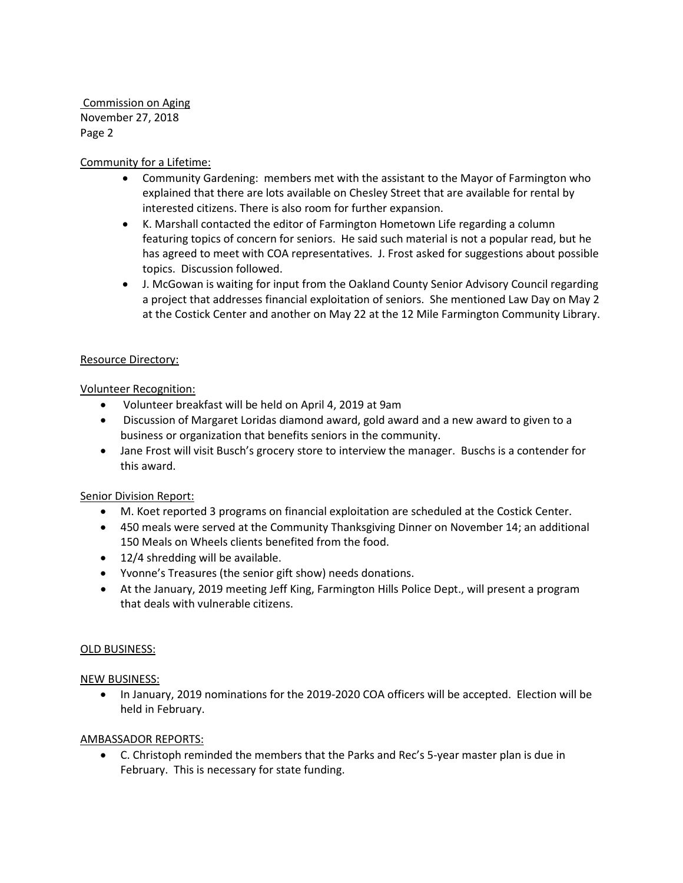Community for a Lifetime:

- Community Gardening: members met with the assistant to the Mayor of Farmington who explained that there are lots available on Chesley Street that are available for rental by interested citizens. There is also room for further expansion.
- K. Marshall contacted the editor of Farmington Hometown Life regarding a column featuring topics of concern for seniors. He said such material is not a popular read, but he has agreed to meet with COA representatives. J. Frost asked for suggestions about possible topics. Discussion followed.
- J. McGowan is waiting for input from the Oakland County Senior Advisory Council regarding a project that addresses financial exploitation of seniors. She mentioned Law Day on May 2 at the Costick Center and another on May 22 at the 12 Mile Farmington Community Library.

Resource Directory:

Volunteer Recognition:

- Volunteer breakfast will be held on April 4, 2019 at 9am
- Discussion of Margaret Loridas diamond award, gold award and a new award to given to a business or organization that benefits seniors in the community.
- Jane Frost will visit Busch's grocery store to interview the manager. Buschs is a contender for this award.

Senior Division Report:

- M. Koet reported 3 programs on financial exploitation are scheduled at the Costick Center.
- 450 meals were served at the Community Thanksgiving Dinner on November 14; an additional 150 Meals on Wheels clients benefited from the food.
- 12/4 shredding will be available.
- Yvonne's Treasures (the senior gift show) needs donations.
- At the January, 2019 meeting Jeff King, Farmington Hills Police Dept., will present a program that deals with vulnerable citizens.

OLD BUSINESS:

NEW BUSINESS:

- In January, 2019 nominations for the 2019-2020 COA officers will be accepted. Election will be held in February.

AMBASSADOR REPORTS:

- C. Christoph reminded the members that the Parks and Rec's 5-year master plan is due in February. This is necessary for state funding.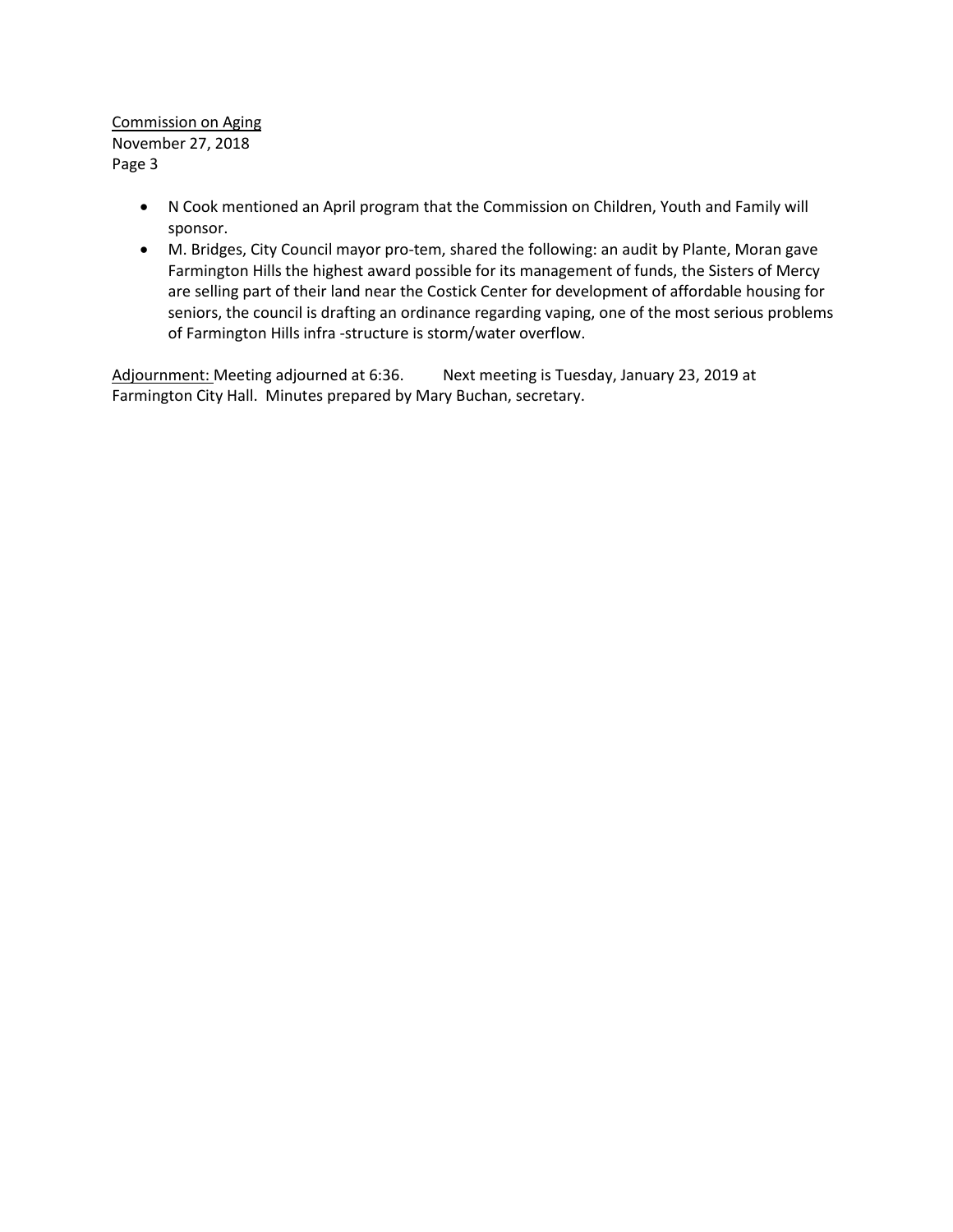- N Cook mentioned an April program that the Commission on Children, Youth and Family will sponsor.
- M. Bridges, City Council mayor pro-tem, shared the following: an audit by Plante, Moran gave Farmington Hills the highest award possible for its management of funds, the Sisters of Mercy are selling part of their land near the Costick Center for development of affordable housing for seniors, the council is drafting an ordinance regarding vaping, one of the most serious problems of Farmington Hills infra -structure is storm/water overflow.

Adjournment: Meeting adjourned at 6:36. Next meeting is Tuesday, January 23, 2019 at Farmington City Hall. Minutes prepared by Mary Buchan, secretary.